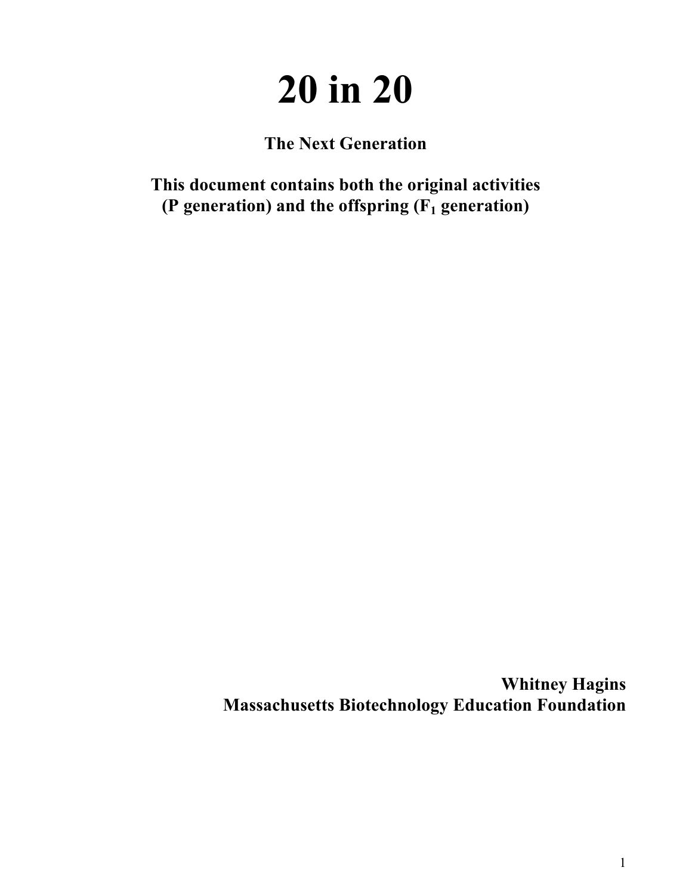# 20 in 20

**The Next Generation**

**This document contains both the original activities (P generation) and the offspring ($F_1$ generation)**

**Whitney Hagins**
**Massachusetts Biotechnology Education Foundation**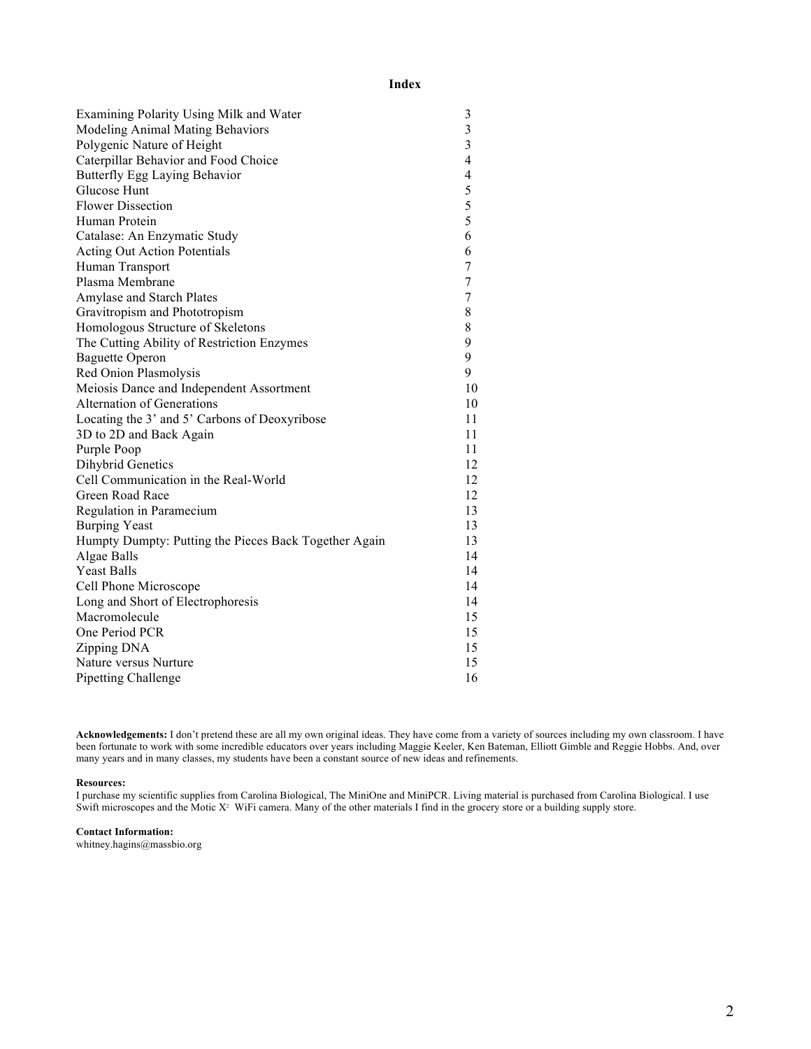# Index

| | |
|---|---|
| Examining Polarity Using Milk and Water | 3 |
| Modeling Animal Mating Behaviors | 3 |
| Polygenic Nature of Height | 3 |
| Caterpillar Behavior and Food Choice | 4 |
| Butterfly Egg Laying Behavior | 4 |
| Glucose Hunt | 5 |
| Flower Dissection | 5 |
| Human Protein | 5 |
| Catalase: An Enzymatic Study | 6 |
| Acting Out Action Potentials | 6 |
| Human Transport | 7 |
| Plasma Membrane | 7 |
| Amylase and Starch Plates | 7 |
| Gravitropism and Phototropism | 8 |
| Homologous Structure of Skeletons | 8 |
| The Cutting Ability of Restriction Enzymes | 9 |
| Baguette Operon | 9 |
| Red Onion Plasmolysis | 9 |
| Meiosis Dance and Independent Assortment | 10 |
| Alternation of Generations | 10 |
| Locating the 3' and 5' Carbons of Deoxyribose | 11 |
| 3D to 2D and Back Again | 11 |
| Purple Poop | 11 |
| Dihybrid Genetics | 12 |
| Cell Communication in the Real-World | 12 |
| Green Road Race | 12 |
| Regulation in Paramecium | 13 |
| Burping Yeast | 13 |
| Humpty Dumpty: Putting the Pieces Back Together Again | 13 |
| Algae Balls | 14 |
| Yeast Balls | 14 |
| Cell Phone Microscope | 14 |
| Long and Short of Electrophoresis | 14 |
| Macromolecule | 15 |
| One Period PCR | 15 |
| Zipping DNA | 15 |
| Nature versus Nurture | 15 |
| Pipetting Challenge | 16 |

**Acknowledgements:** I don't pretend these are all my own original ideas. They have come from a variety of sources including my own classroom. I have been fortunate to work with some incredible educators over years including Maggie Keeler, Ken Bateman, Elliott Gimble and Reggie Hobbs. And, over many years and in many classes, my students have been a constant source of new ideas and refinements.

**Resources:**
I purchase my scientific supplies from Carolina Biological, The MiniOne and MiniPCR. Living material is purchased from Carolina Biological. I use Swift microscopes and the Motic $X^2$ WiFi camera. Many of the other materials I find in the grocery store or a building supply store.

**Contact Information:**
whitney.hagins@massbio.org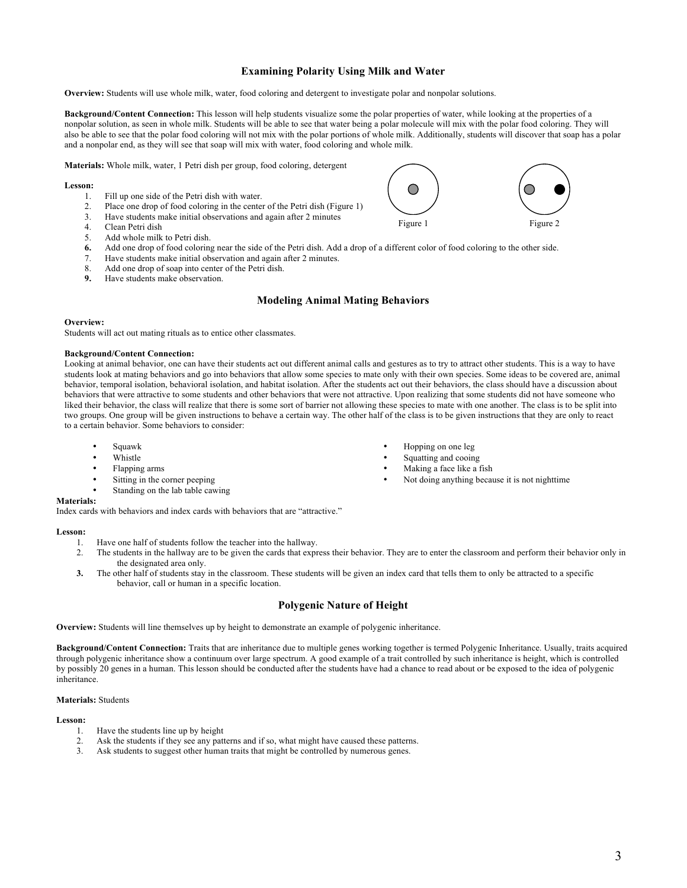## Examining Polarity Using Milk and Water

**Overview:** Students will use whole milk, water, food coloring and detergent to investigate polar and nonpolar solutions.

**Background/Content Connection:** This lesson will help students visualize some the polar properties of water, while looking at the properties of a nonpolar solution, as seen in whole milk. Students will be able to see that water being a polar molecule will mix with the polar food coloring. They will also be able to see that the polar food coloring will not mix with the polar portions of whole milk. Additionally, students will discover that soap has a polar and a nonpolar end, as they will see that soap will mix with water, food coloring and whole milk.

**Materials:** Whole milk, water, 1 Petri dish per group, food coloring, detergent

**Lesson:**

1. Fill up one side of the Petri dish with water.
2. Place one drop of food coloring in the center of the Petri dish (Figure 1)
3. Have students make initial observations and again after 2 minutes
4. Clean Petri dish
5. Add whole milk to Petri dish.
6. Add one drop of food coloring near the side of the Petri dish. Add a drop of a different color of food coloring to the other side.
7. Have students make initial observation and again after 2 minutes.
8. Add one drop of soap into center of the Petri dish.
9. Have students make observation.

Figure 1

Figure 2

## Modeling Animal Mating Behaviors

**Overview:**
Students will act out mating rituals as to entice other classmates.

**Background/Content Connection:**
Looking at animal behavior, one can have their students act out different animal calls and gestures as to try to attract other students. This is a way to have students look at mating behaviors and go into behaviors that allow some species to mate only with their own species. Some ideas to be covered are, animal behavior, temporal isolation, behavioral isolation, and habitat isolation. After the students act out their behaviors, the class should have a discussion about behaviors that were attractive to some students and other behaviors that were not attractive. Upon realizing that some students did not have someone who liked their behavior, the class will realize that there is some sort of barrier not allowing these species to mate with one another. The class is to be split into two groups. One group will be given instructions to behave a certain way. The other half of the class is to be given instructions that they are only to react to a certain behavior. Some behaviors to consider:

- Squawk
- Whistle
- Flapping arms
- Sitting in the corner peeping
- Standing on the lab table cawing
- Hopping on one leg
- Squatting and cooing
- Making a face like a fish
- Not doing anything because it is not nighttime

**Materials:**
Index cards with behaviors and index cards with behaviors that are "attractive."

**Lesson:**

1. Have one half of students follow the teacher into the hallway.
2. The students in the hallway are to be given the cards that express their behavior. They are to enter the classroom and perform their behavior only in the designated area only.
3. The other half of students stay in the classroom. These students will be given an index card that tells them to only be attracted to a specific behavior, call or human in a specific location.

## Polygenic Nature of Height

**Overview:** Students will line themselves up by height to demonstrate an example of polygenic inheritance.

**Background/Content Connection:** Traits that are inheritance due to multiple genes working together is termed Polygenic Inheritance. Usually, traits acquired through polygenic inheritance show a continuum over large spectrum. A good example of a trait controlled by such inheritance is height, which is controlled by possibly 20 genes in a human. This lesson should be conducted after the students have had a chance to read about or be exposed to the idea of polygenic inheritance.

**Materials:** Students

**Lesson:**

1. Have the students line up by height
2. Ask the students if they see any patterns and if so, what might have caused these patterns.
3. Ask students to suggest other human traits that might be controlled by numerous genes.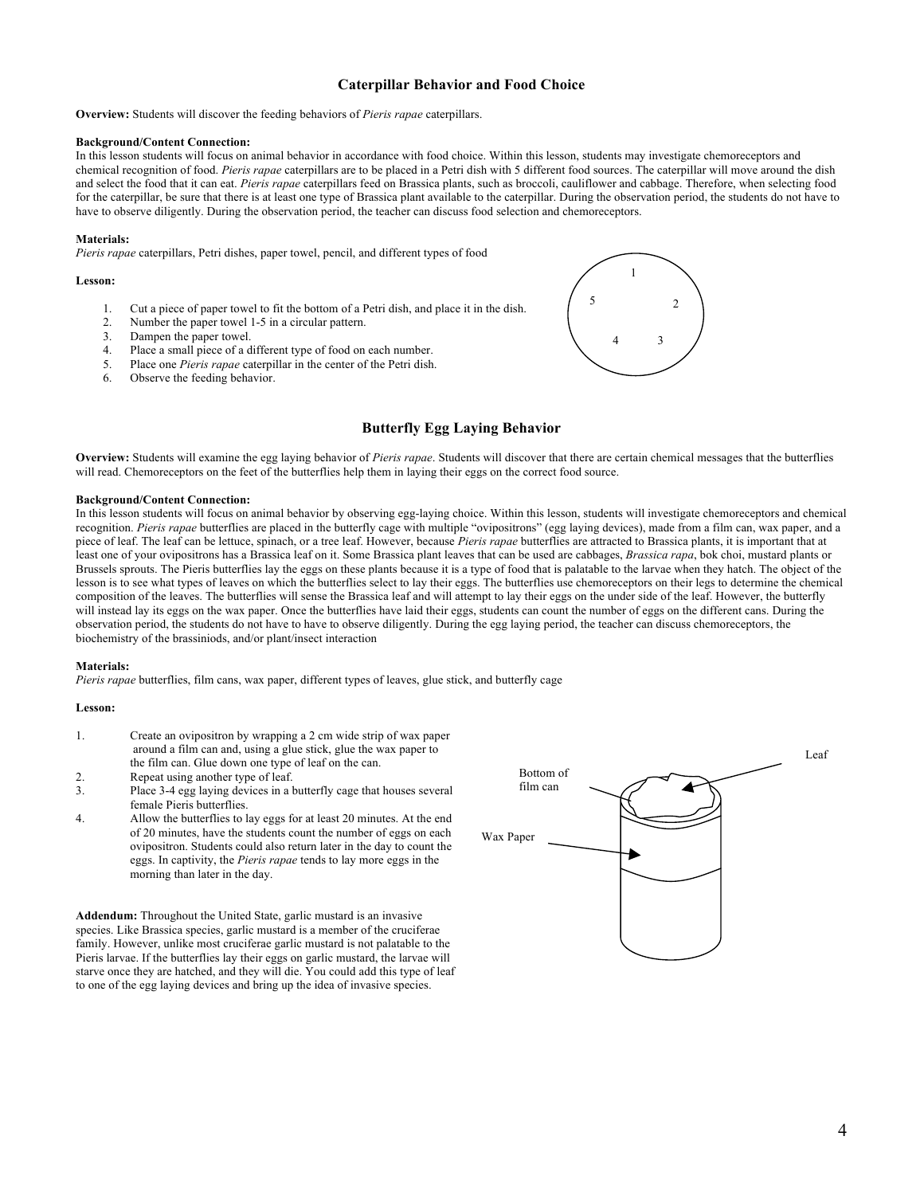## Caterpillar Behavior and Food Choice

**Overview:** Students will discover the feeding behaviors of *Pieris rapae* caterpillars.

**Background/Content Connection:**
In this lesson students will focus on animal behavior in accordance with food choice. Within this lesson, students may investigate chemoreceptors and chemical recognition of food. *Pieris rapae* caterpillars are to be placed in a Petri dish with 5 different food sources. The caterpillar will move around the dish and select the food that it can eat. *Pieris rapae* caterpillars feed on Brassica plants, such as broccoli, cauliflower and cabbage. Therefore, when selecting food for the caterpillar, be sure that there is at least one type of Brassica plant available to the caterpillar. During the observation period, the students do not have to have to observe diligently. During the observation period, the teacher can discuss food selection and chemoreceptors.

**Materials:**
*Pieris rapae* caterpillars, Petri dishes, paper towel, pencil, and different types of food

**Lesson:**

1. Cut a piece of paper towel to fit the bottom of a Petri dish, and place it in the dish.
2. Number the paper towel 1-5 in a circular pattern.
3. Dampen the paper towel.
4. Place a small piece of a different type of food on each number.
5. Place one *Pieris rapae* caterpillar in the center of the Petri dish.
6. Observe the feeding behavior.

## Butterfly Egg Laying Behavior

**Overview:** Students will examine the egg laying behavior of *Pieris rapae*. Students will discover that there are certain chemical messages that the butterflies will read. Chemoreceptors on the feet of the butterflies help them in laying their eggs on the correct food source.

**Background/Content Connection:**
In this lesson students will focus on animal behavior by observing egg-laying choice. Within this lesson, students will investigate chemoreceptors and chemical recognition. *Pieris rapae* butterflies are placed in the butterfly cage with multiple "ovipositrons" (egg laying devices), made from a film can, wax paper, and a piece of leaf. The leaf can be lettuce, spinach, or a tree leaf. However, because *Pieris rapae* butterflies are attracted to Brassica plants, it is important that at least one of your ovipositrons has a Brassica leaf on it. Some Brassica plant leaves that can be used are cabbages, *Brassica rapa*, bok choi, mustard plants or Brussels sprouts. The Pieris butterflies lay the eggs on these plants because it is a type of food that is palatable to the larvae when they hatch. The object of the lesson is to see what types of leaves on which the butterflies select to lay their eggs. The butterflies use chemoreceptors on their legs to determine the chemical composition of the leaves. The butterflies will sense the Brassica leaf and will attempt to lay their eggs on the under side of the leaf. However, the butterfly will instead lay its eggs on the wax paper. Once the butterflies have laid their eggs, students can count the number of eggs on the different cans. During the observation period, the students do not have to have to observe diligently. During the egg laying period, the teacher can discuss chemoreceptors, the biochemistry of the brassiniods, and/or plant/insect interaction

**Materials:**
*Pieris rapae* butterflies, film cans, wax paper, different types of leaves, glue stick, and butterfly cage

**Lesson:**

1. Create an ovipositron by wrapping a 2 cm wide strip of wax paper around a film can and, using a glue stick, glue the wax paper to the film can. Glue down one type of leaf on the can.
2. Repeat using another type of leaf.
3. Place 3-4 egg laying devices in a butterfly cage that houses several female Pieris butterflies.
4. Allow the butterflies to lay eggs for at least 20 minutes. At the end of 20 minutes, have the students count the number of eggs on each ovipositron. Students could also return later in the day to count the eggs. In captivity, the *Pieris rapae* tends to lay more eggs in the morning than later in the day.

**Addendum:** Throughout the United State, garlic mustard is an invasive species. Like Brassica species, garlic mustard is a member of the cruciferae family. However, unlike most cruciferae garlic mustard is not palatable to the Pieris larvae. If the butterflies lay their eggs on garlic mustard, the larvae will starve once they are hatched, and they will die. You could add this type of leaf to one of the egg laying devices and bring up the idea of invasive species.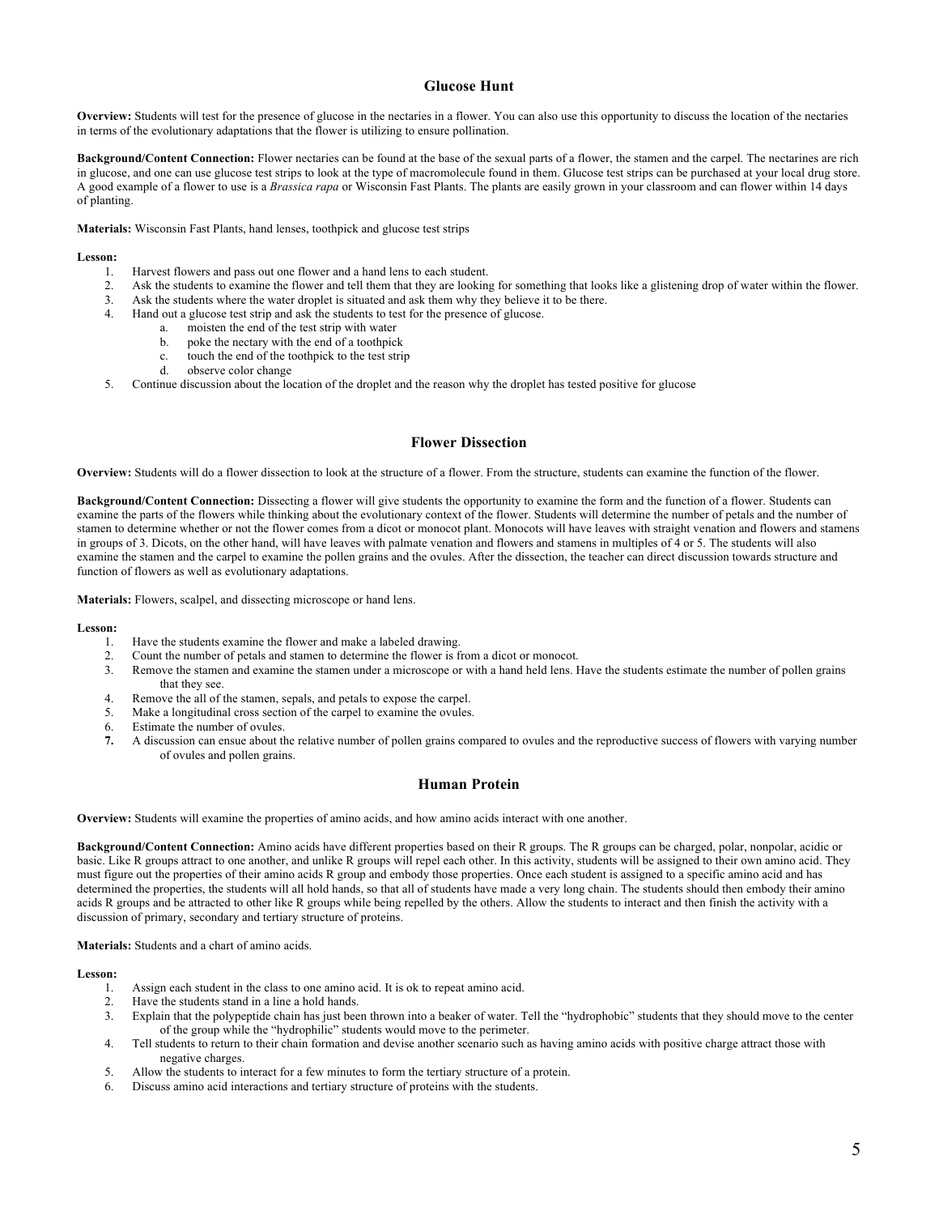## Glucose Hunt

**Overview:** Students will test for the presence of glucose in the nectaries in a flower. You can also use this opportunity to discuss the location of the nectaries in terms of the evolutionary adaptations that the flower is utilizing to ensure pollination.

**Background/Content Connection:** Flower nectaries can be found at the base of the sexual parts of a flower, the stamen and the carpel. The nectarines are rich in glucose, and one can use glucose test strips to look at the type of macromolecule found in them. Glucose test strips can be purchased at your local drug store. A good example of a flower to use is a *Brassica rapa* or Wisconsin Fast Plants. The plants are easily grown in your classroom and can flower within 14 days of planting.

**Materials:** Wisconsin Fast Plants, hand lenses, toothpick and glucose test strips

**Lesson:**

1. Harvest flowers and pass out one flower and a hand lens to each student.
2. Ask the students to examine the flower and tell them that they are looking for something that looks like a glistening drop of water within the flower.
3. Ask the students where the water droplet is situated and ask them why they believe it to be there.
4. Hand out a glucose test strip and ask the students to test for the presence of glucose.
   a. moisten the end of the test strip with water
   b. poke the nectary with the end of a toothpick
   c. touch the end of the toothpick to the test strip
   d. observe color change
5. Continue discussion about the location of the droplet and the reason why the droplet has tested positive for glucose

## Flower Dissection

**Overview:** Students will do a flower dissection to look at the structure of a flower. From the structure, students can examine the function of the flower.

**Background/Content Connection:** Dissecting a flower will give students the opportunity to examine the form and the function of a flower. Students can examine the parts of the flowers while thinking about the evolutionary context of the flower. Students will determine the number of petals and the number of stamen to determine whether or not the flower comes from a dicot or monocot plant. Monocots will have leaves with straight venation and flowers and stamens in groups of 3. Dicots, on the other hand, will have leaves with palmate venation and flowers and stamens in multiples of 4 or 5. The students will also examine the stamen and the carpel to examine the pollen grains and the ovules. After the dissection, the teacher can direct discussion towards structure and function of flowers as well as evolutionary adaptations.

**Materials:** Flowers, scalpel, and dissecting microscope or hand lens.

**Lesson:**

1. Have the students examine the flower and make a labeled drawing.
2. Count the number of petals and stamen to determine the flower is from a dicot or monocot.
3. Remove the stamen and examine the stamen under a microscope or with a hand held lens. Have the students estimate the number of pollen grains that they see.
4. Remove the all of the stamen, sepals, and petals to expose the carpel.
5. Make a longitudinal cross section of the carpel to examine the ovules.
6. Estimate the number of ovules.
7. A discussion can ensue about the relative number of pollen grains compared to ovules and the reproductive success of flowers with varying number of ovules and pollen grains.

## Human Protein

**Overview:** Students will examine the properties of amino acids, and how amino acids interact with one another.

**Background/Content Connection:** Amino acids have different properties based on their R groups. The R groups can be charged, polar, nonpolar, acidic or basic. Like R groups attract to one another, and unlike R groups will repel each other. In this activity, students will be assigned to their own amino acid. They must figure out the properties of their amino acids R group and embody those properties. Once each student is assigned to a specific amino acid and has determined the properties, the students will all hold hands, so that all of students have made a very long chain. The students should then embody their amino acids R groups and be attracted to other like R groups while being repelled by the others. Allow the students to interact and then finish the activity with a discussion of primary, secondary and tertiary structure of proteins.

**Materials:** Students and a chart of amino acids.

**Lesson:**

1. Assign each student in the class to one amino acid. It is ok to repeat amino acid.
2. Have the students stand in a line a hold hands.
3. Explain that the polypeptide chain has just been thrown into a beaker of water. Tell the "hydrophobic" students that they should move to the center of the group while the "hydrophilic" students would move to the perimeter.
4. Tell students to return to their chain formation and devise another scenario such as having amino acids with positive charge attract those with negative charges.
5. Allow the students to interact for a few minutes to form the tertiary structure of a protein.
6. Discuss amino acid interactions and tertiary structure of proteins with the students.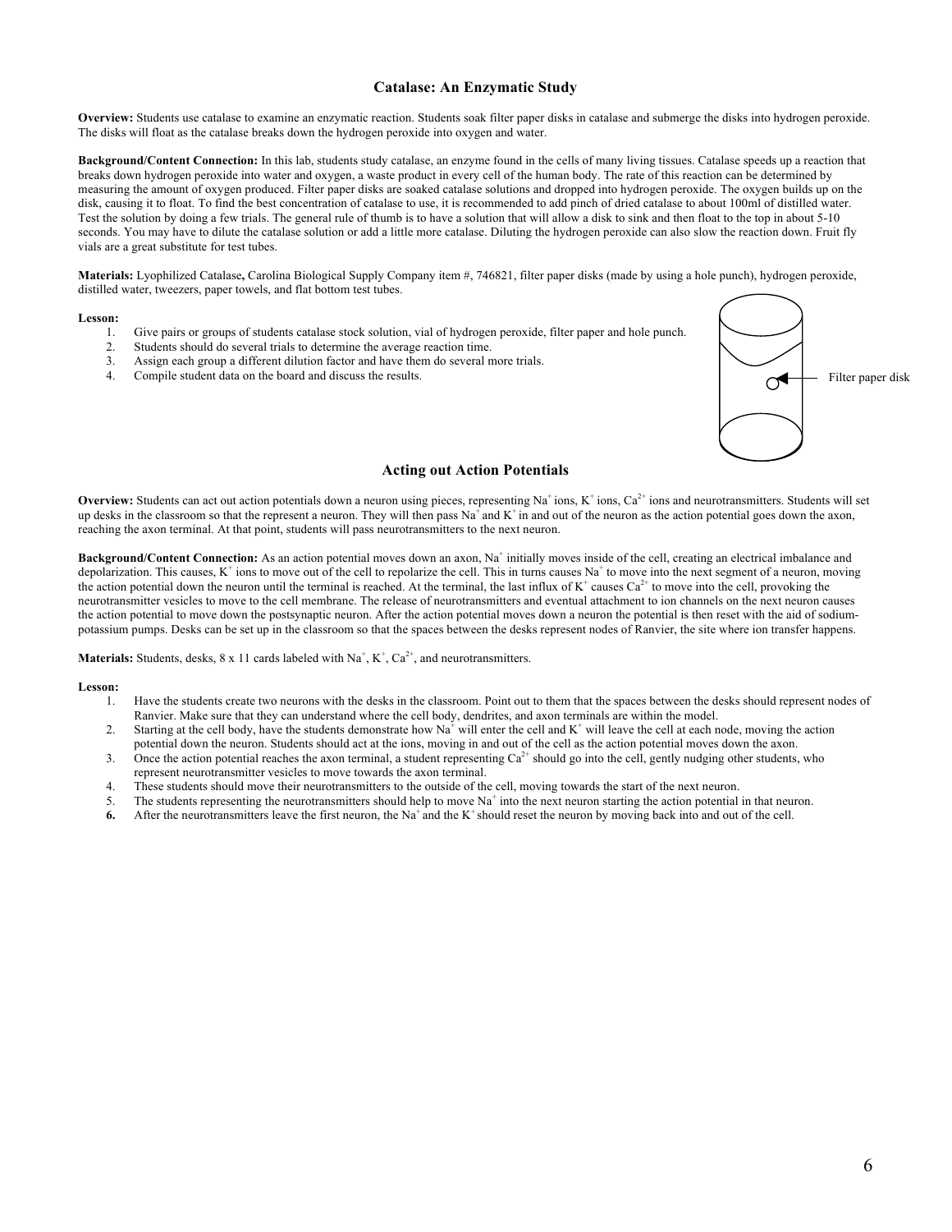## Catalase: An Enzymatic Study

**Overview:** Students use catalase to examine an enzymatic reaction. Students soak filter paper disks in catalase and submerge the disks into hydrogen peroxide. The disks will float as the catalase breaks down the hydrogen peroxide into oxygen and water.

**Background/Content Connection:** In this lab, students study catalase, an enzyme found in the cells of many living tissues. Catalase speeds up a reaction that breaks down hydrogen peroxide into water and oxygen, a waste product in every cell of the human body. The rate of this reaction can be determined by measuring the amount of oxygen produced. Filter paper disks are soaked catalase solutions and dropped into hydrogen peroxide. The oxygen builds up on the disk, causing it to float. To find the best concentration of catalase to use, it is recommended to add pinch of dried catalase to about 100ml of distilled water. Test the solution by doing a few trials. The general rule of thumb is to have a solution that will allow a disk to sink and then float to the top in about 5-10 seconds. You may have to dilute the catalase solution or add a little more catalase. Diluting the hydrogen peroxide can also slow the reaction down. Fruit fly vials are a great substitute for test tubes.

**Materials:** Lyophilized Catalase**,** Carolina Biological Supply Company item #, 746821, filter paper disks (made by using a hole punch), hydrogen peroxide, distilled water, tweezers, paper towels, and flat bottom test tubes.

**Lesson:**

1. Give pairs or groups of students catalase stock solution, vial of hydrogen peroxide, filter paper and hole punch.
2. Students should do several trials to determine the average reaction time.
3. Assign each group a different dilution factor and have them do several more trials.
4. Compile student data on the board and discuss the results.

Filter paper disk

## Acting out Action Potentials

**Overview:** Students can act out action potentials down a neuron using pieces, representing $Na^+$ ions, $K^+$ ions, $Ca^{2+}$ ions and neurotransmitters. Students will set up desks in the classroom so that the represent a neuron. They will then pass $Na^+$ and $K^+$ in and out of the neuron as the action potential goes down the axon, reaching the axon terminal. At that point, students will pass neurotransmitters to the next neuron.

**Background/Content Connection:** As an action potential moves down an axon, $Na^+$ initially moves inside of the cell, creating an electrical imbalance and depolarization. This causes, $K^+$ ions to move out of the cell to repolarize the cell. This in turns causes $Na^+$ to move into the next segment of a neuron, moving the action potential down the neuron until the terminal is reached. At the terminal, the last influx of $K^+$ causes $Ca^{2+}$ to move into the cell, provoking the neurotransmitter vesicles to move to the cell membrane. The release of neurotransmitters and eventual attachment to ion channels on the next neuron causes the action potential to move down the postsynaptic neuron. After the action potential moves down a neuron the potential is then reset with the aid of sodium-potassium pumps. Desks can be set up in the classroom so that the spaces between the desks represent nodes of Ranvier, the site where ion transfer happens.

**Materials:** Students, desks, 8 x 11 cards labeled with $Na^+$, $K^+$, $Ca^{2+}$, and neurotransmitters.

**Lesson:**

1. Have the students create two neurons with the desks in the classroom. Point out to them that the spaces between the desks should represent nodes of Ranvier. Make sure that they can understand where the cell body, dendrites, and axon terminals are within the model.
2. Starting at the cell body, have the students demonstrate how $Na^+$ will enter the cell and $K^+$ will leave the cell at each node, moving the action potential down the neuron. Students should act at the ions, moving in and out of the cell as the action potential moves down the axon.
3. Once the action potential reaches the axon terminal, a student representing $Ca^{2+}$ should go into the cell, gently nudging other students, who represent neurotransmitter vesicles to move towards the axon terminal.
4. These students should move their neurotransmitters to the outside of the cell, moving towards the start of the next neuron.
5. The students representing the neurotransmitters should help to move $Na^+$ into the next neuron starting the action potential in that neuron.
6. After the neurotransmitters leave the first neuron, the $Na^+$ and the $K^+$ should reset the neuron by moving back into and out of the cell.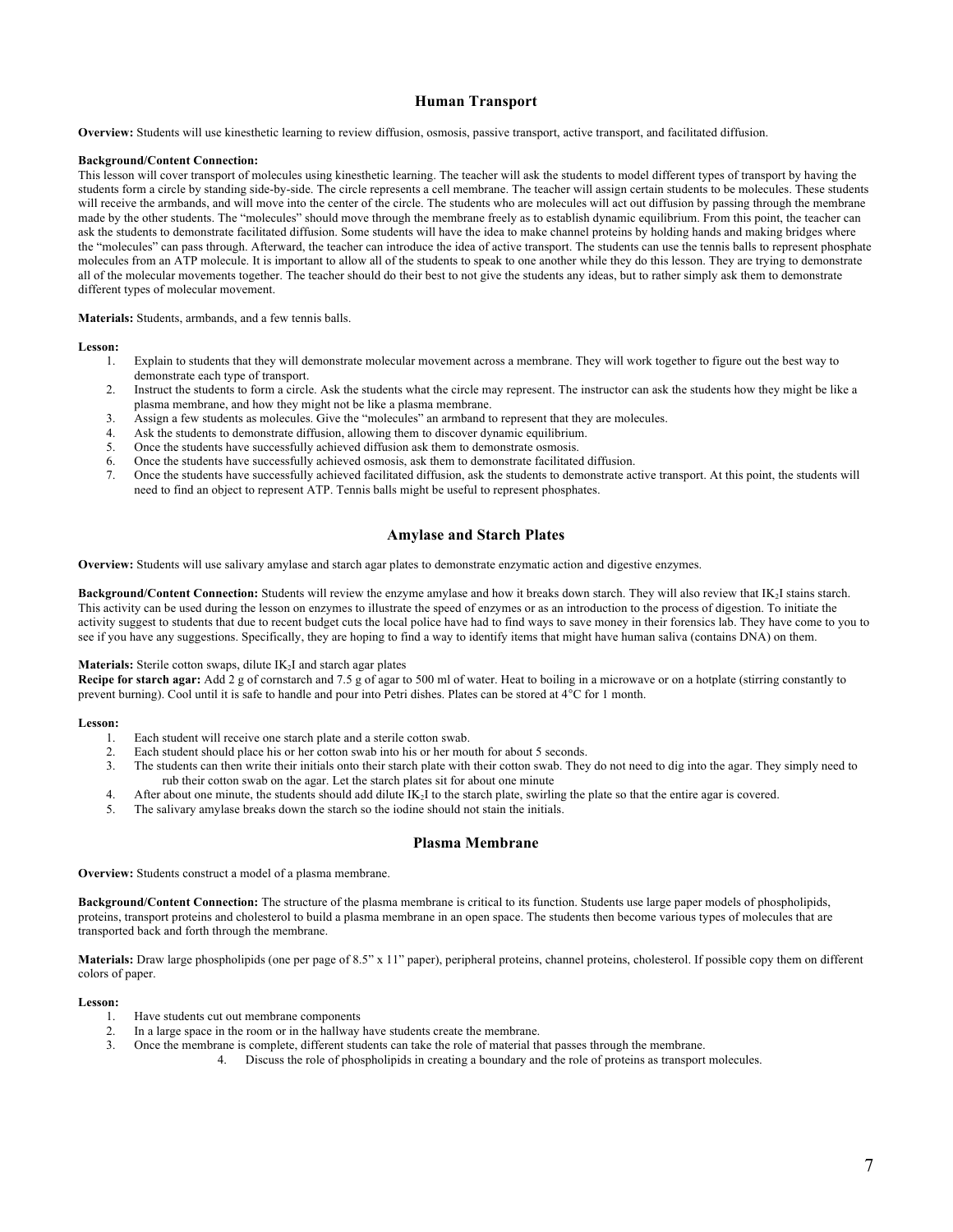## Human Transport

**Overview:** Students will use kinesthetic learning to review diffusion, osmosis, passive transport, active transport, and facilitated diffusion.

**Background/Content Connection:**
This lesson will cover transport of molecules using kinesthetic learning. The teacher will ask the students to model different types of transport by having the students form a circle by standing side-by-side. The circle represents a cell membrane. The teacher will assign certain students to be molecules. These students will receive the armbands, and will move into the center of the circle. The students who are molecules will act out diffusion by passing through the membrane made by the other students. The "molecules" should move through the membrane freely as to establish dynamic equilibrium. From this point, the teacher can ask the students to demonstrate facilitated diffusion. Some students will have the idea to make channel proteins by holding hands and making bridges where the "molecules" can pass through. Afterward, the teacher can introduce the idea of active transport. The students can use the tennis balls to represent phosphate molecules from an ATP molecule. It is important to allow all of the students to speak to one another while they do this lesson. They are trying to demonstrate all of the molecular movements together. The teacher should do their best to not give the students any ideas, but to rather simply ask them to demonstrate different types of molecular movement.

**Materials:** Students, armbands, and a few tennis balls.

**Lesson:**

1. Explain to students that they will demonstrate molecular movement across a membrane. They will work together to figure out the best way to demonstrate each type of transport.
2. Instruct the students to form a circle. Ask the students what the circle may represent. The instructor can ask the students how they might be like a plasma membrane, and how they might not be like a plasma membrane.
3. Assign a few students as molecules. Give the "molecules" an armband to represent that they are molecules.
4. Ask the students to demonstrate diffusion, allowing them to discover dynamic equilibrium.
5. Once the students have successfully achieved diffusion ask them to demonstrate osmosis.
6. Once the students have successfully achieved osmosis, ask them to demonstrate facilitated diffusion.
7. Once the students have successfully achieved facilitated diffusion, ask the students to demonstrate active transport. At this point, the students will need to find an object to represent ATP. Tennis balls might be useful to represent phosphates.

## Amylase and Starch Plates

**Overview:** Students will use salivary amylase and starch agar plates to demonstrate enzymatic action and digestive enzymes.

**Background/Content Connection:** Students will review the enzyme amylase and how it breaks down starch. They will also review that $IK_2I$ stains starch. This activity can be used during the lesson on enzymes to illustrate the speed of enzymes or as an introduction to the process of digestion. To initiate the activity suggest to students that due to recent budget cuts the local police have had to find ways to save money in their forensics lab. They have come to you to see if you have any suggestions. Specifically, they are hoping to find a way to identify items that might have human saliva (contains DNA) on them.

**Materials:** Sterile cotton swaps, dilute $IK_2I$ and starch agar plates
**Recipe for starch agar:** Add 2 g of cornstarch and 7.5 g of agar to 500 ml of water. Heat to boiling in a microwave or on a hotplate (stirring constantly to prevent burning). Cool until it is safe to handle and pour into Petri dishes. Plates can be stored at 4°C for 1 month.

**Lesson:**

1. Each student will receive one starch plate and a sterile cotton swab.
2. Each student should place his or her cotton swab into his or her mouth for about 5 seconds.
3. The students can then write their initials onto their starch plate with their cotton swab. They do not need to dig into the agar. They simply need to rub their cotton swab on the agar. Let the starch plates sit for about one minute
4. After about one minute, the students should add dilute $IK_2I$ to the starch plate, swirling the plate so that the entire agar is covered.
5. The salivary amylase breaks down the starch so the iodine should not stain the initials.

## Plasma Membrane

**Overview:** Students construct a model of a plasma membrane.

**Background/Content Connection:** The structure of the plasma membrane is critical to its function. Students use large paper models of phospholipids, proteins, transport proteins and cholesterol to build a plasma membrane in an open space. The students then become various types of molecules that are transported back and forth through the membrane.

**Materials:** Draw large phospholipids (one per page of 8.5" x 11" paper), peripheral proteins, channel proteins, cholesterol. If possible copy them on different colors of paper.

**Lesson:**

1. Have students cut out membrane components
2. In a large space in the room or in the hallway have students create the membrane.
3. Once the membrane is complete, different students can take the role of material that passes through the membrane.
4. Discuss the role of phospholipids in creating a boundary and the role of proteins as transport molecules.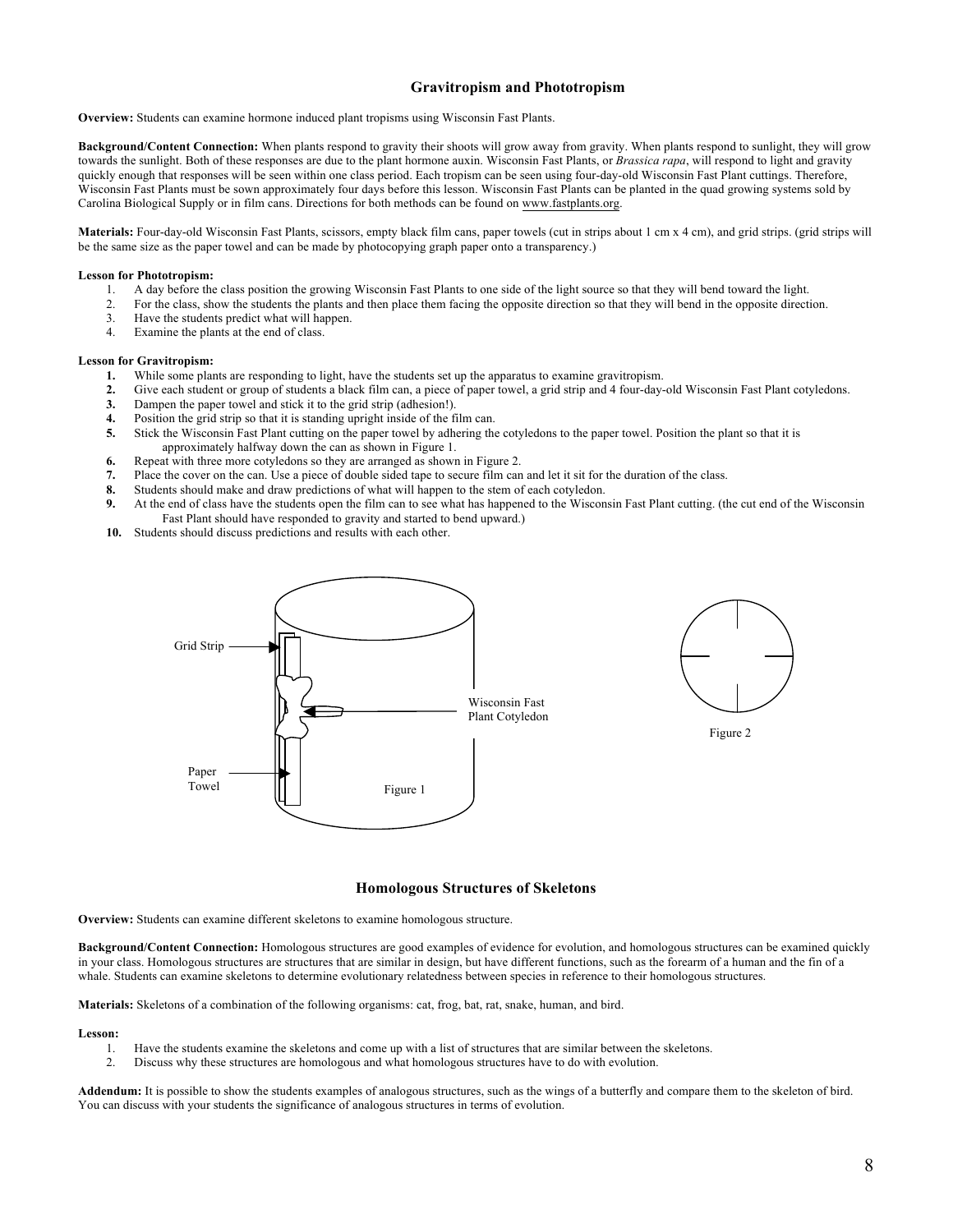## Gravitropism and Phototropism

**Overview:** Students can examine hormone induced plant tropisms using Wisconsin Fast Plants.

**Background/Content Connection:** When plants respond to gravity their shoots will grow away from gravity. When plants respond to sunlight, they will grow towards the sunlight. Both of these responses are due to the plant hormone auxin. Wisconsin Fast Plants, or *Brassica rapa*, will respond to light and gravity quickly enough that responses will be seen within one class period. Each tropism can be seen using four-day-old Wisconsin Fast Plant cuttings. Therefore, Wisconsin Fast Plants must be sown approximately four days before this lesson. Wisconsin Fast Plants can be planted in the quad growing systems sold by Carolina Biological Supply or in film cans. Directions for both methods can be found on www.fastplants.org.

**Materials:** Four-day-old Wisconsin Fast Plants, scissors, empty black film cans, paper towels (cut in strips about 1 cm x 4 cm), and grid strips. (grid strips will be the same size as the paper towel and can be made by photocopying graph paper onto a transparency.)

**Lesson for Phototropism:**

1. A day before the class position the growing Wisconsin Fast Plants to one side of the light source so that they will bend toward the light.
2. For the class, show the students the plants and then place them facing the opposite direction so that they will bend in the opposite direction.
3. Have the students predict what will happen.
4. Examine the plants at the end of class.

**Lesson for Gravitropism:**

1. While some plants are responding to light, have the students set up the apparatus to examine gravitropism.
2. Give each student or group of students a black film can, a piece of paper towel, a grid strip and 4 four-day-old Wisconsin Fast Plant cotyledons.
3. Dampen the paper towel and stick it to the grid strip (adhesion!).
4. Position the grid strip so that it is standing upright inside of the film can.
5. Stick the Wisconsin Fast Plant cutting on the paper towel by adhering the cotyledons to the paper towel. Position the plant so that it is approximately halfway down the can as shown in Figure 1.
6. Repeat with three more cotyledons so they are arranged as shown in Figure 2.
7. Place the cover on the can. Use a piece of double sided tape to secure film can and let it sit for the duration of the class.
8. Students should make and draw predictions of what will happen to the stem of each cotyledon.
9. At the end of class have the students open the film can to see what has happened to the Wisconsin Fast Plant cutting. (the cut end of the Wisconsin Fast Plant should have responded to gravity and started to bend upward.)
10. Students should discuss predictions and results with each other.

Grid Strip

Wisconsin Fast Plant Cotyledon

Paper Towel

Figure 1

Figure 2

## Homologous Structures of Skeletons

**Overview:** Students can examine different skeletons to examine homologous structure.

**Background/Content Connection:** Homologous structures are good examples of evidence for evolution, and homologous structures can be examined quickly in your class. Homologous structures are structures that are similar in design, but have different functions, such as the forearm of a human and the fin of a whale. Students can examine skeletons to determine evolutionary relatedness between species in reference to their homologous structures.

**Materials:** Skeletons of a combination of the following organisms: cat, frog, bat, rat, snake, human, and bird.

**Lesson:**

1. Have the students examine the skeletons and come up with a list of structures that are similar between the skeletons.
2. Discuss why these structures are homologous and what homologous structures have to do with evolution.

**Addendum:** It is possible to show the students examples of analogous structures, such as the wings of a butterfly and compare them to the skeleton of bird. You can discuss with your students the significance of analogous structures in terms of evolution.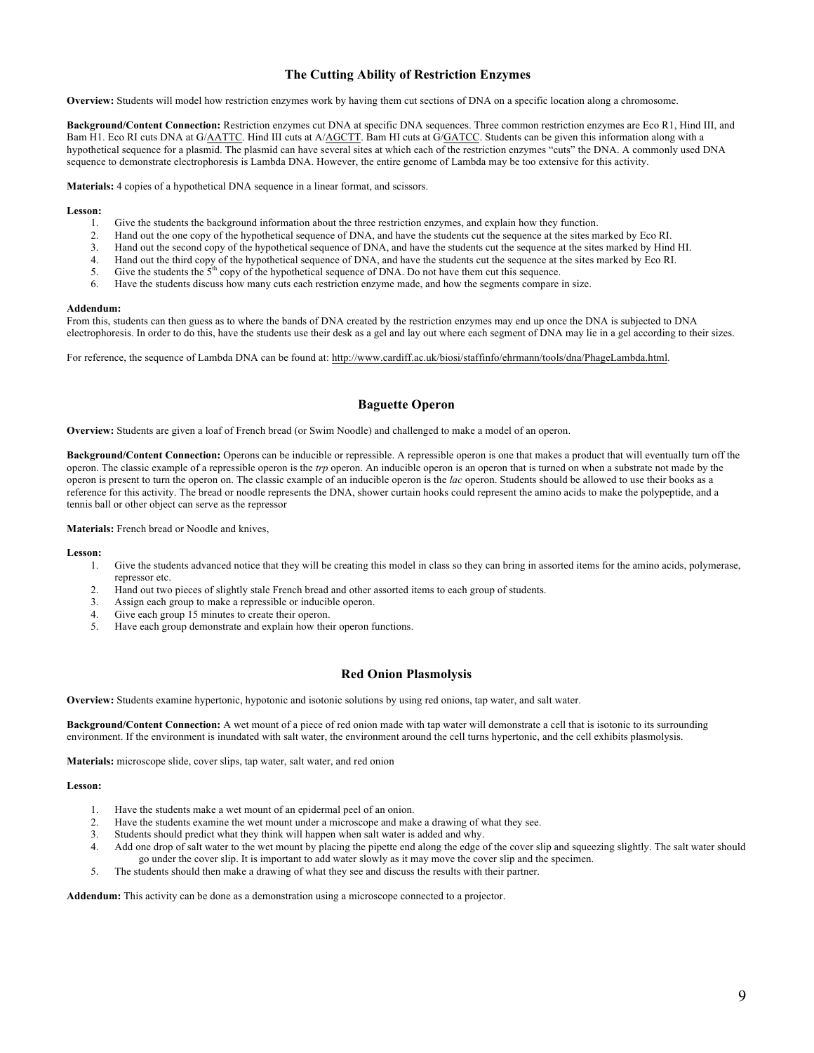## The Cutting Ability of Restriction Enzymes

**Overview:** Students will model how restriction enzymes work by having them cut sections of DNA on a specific location along a chromosome.

**Background/Content Connection:** Restriction enzymes cut DNA at specific DNA sequences. Three common restriction enzymes are Eco R1, Hind III, and Bam H1. Eco RI cuts DNA at G/AATTC. Hind III cuts at A/AGCTT. Bam HI cuts at G/GATCC. Students can be given this information along with a hypothetical sequence for a plasmid. The plasmid can have several sites at which each of the restriction enzymes "cuts" the DNA. A commonly used DNA sequence to demonstrate electrophoresis is Lambda DNA. However, the entire genome of Lambda may be too extensive for this activity.

**Materials:** 4 copies of a hypothetical DNA sequence in a linear format, and scissors.

**Lesson:**

1. Give the students the background information about the three restriction enzymes, and explain how they function.
2. Hand out the one copy of the hypothetical sequence of DNA, and have the students cut the sequence at the sites marked by Eco RI.
3. Hand out the second copy of the hypothetical sequence of DNA, and have the students cut the sequence at the sites marked by Hind HI.
4. Hand out the third copy of the hypothetical sequence of DNA, and have the students cut the sequence at the sites marked by Eco RI.
5. Give the students the 5th copy of the hypothetical sequence of DNA. Do not have them cut this sequence.
6. Have the students discuss how many cuts each restriction enzyme made, and how the segments compare in size.

**Addendum:**
From this, students can then guess as to where the bands of DNA created by the restriction enzymes may end up once the DNA is subjected to DNA electrophoresis. In order to do this, have the students use their desk as a gel and lay out where each segment of DNA may lie in a gel according to their sizes.

For reference, the sequence of Lambda DNA can be found at: http://www.cardiff.ac.uk/biosi/staffinfo/ehrmann/tools/dna/PhageLambda.html.

## Baguette Operon

**Overview:** Students are given a loaf of French bread (or Swim Noodle) and challenged to make a model of an operon.

**Background/Content Connection:** Operons can be inducible or repressible. A repressible operon is one that makes a product that will eventually turn off the operon. The classic example of a repressible operon is the *trp* operon. An inducible operon is an operon that is turned on when a substrate not made by the operon is present to turn the operon on. The classic example of an inducible operon is the *lac* operon. Students should be allowed to use their books as a reference for this activity. The bread or noodle represents the DNA, shower curtain hooks could represent the amino acids to make the polypeptide, and a tennis ball or other object can serve as the repressor

**Materials:** French bread or Noodle and knives,

**Lesson:**

1. Give the students advanced notice that they will be creating this model in class so they can bring in assorted items for the amino acids, polymerase, repressor etc.
2. Hand out two pieces of slightly stale French bread and other assorted items to each group of students.
3. Assign each group to make a repressible or inducible operon.
4. Give each group 15 minutes to create their operon.
5. Have each group demonstrate and explain how their operon functions.

## Red Onion Plasmolysis

**Overview:** Students examine hypertonic, hypotonic and isotonic solutions by using red onions, tap water, and salt water.

**Background/Content Connection:** A wet mount of a piece of red onion made with tap water will demonstrate a cell that is isotonic to its surrounding environment. If the environment is inundated with salt water, the environment around the cell turns hypertonic, and the cell exhibits plasmolysis.

**Materials:** microscope slide, cover slips, tap water, salt water, and red onion

**Lesson:**

1. Have the students make a wet mount of an epidermal peel of an onion.
2. Have the students examine the wet mount under a microscope and make a drawing of what they see.
3. Students should predict what they think will happen when salt water is added and why.
4. Add one drop of salt water to the wet mount by placing the pipette end along the edge of the cover slip and squeezing slightly. The salt water should go under the cover slip. It is important to add water slowly as it may move the cover slip and the specimen.
5. The students should then make a drawing of what they see and discuss the results with their partner.

**Addendum:** This activity can be done as a demonstration using a microscope connected to a projector.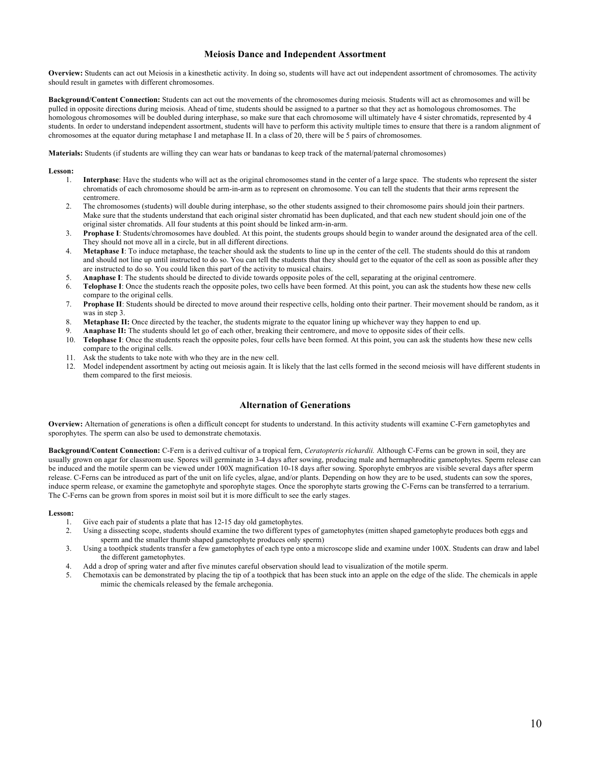## Meiosis Dance and Independent Assortment

**Overview:** Students can act out Meiosis in a kinesthetic activity. In doing so, students will have act out independent assortment of chromosomes. The activity should result in gametes with different chromosomes.

**Background/Content Connection:** Students can act out the movements of the chromosomes during meiosis. Students will act as chromosomes and will be pulled in opposite directions during meiosis. Ahead of time, students should be assigned to a partner so that they act as homologous chromosomes. The homologous chromosomes will be doubled during interphase, so make sure that each chromosome will ultimately have 4 sister chromatids, represented by 4 students. In order to understand independent assortment, students will have to perform this activity multiple times to ensure that there is a random alignment of chromosomes at the equator during metaphase I and metaphase II. In a class of 20, there will be 5 pairs of chromosomes.

**Materials:** Students (if students are willing they can wear hats or bandanas to keep track of the maternal/paternal chromosomes)

**Lesson:**

1. **Interphase**: Have the students who will act as the original chromosomes stand in the center of a large space. The students who represent the sister chromatids of each chromosome should be arm-in-arm as to represent on chromosome. You can tell the students that their arms represent the centromere.
2. The chromosomes (students) will double during interphase, so the other students assigned to their chromosome pairs should join their partners. Make sure that the students understand that each original sister chromatid has been duplicated, and that each new student should join one of the original sister chromatids. All four students at this point should be linked arm-in-arm.
3. **Prophase I**: Students/chromosomes have doubled. At this point, the students groups should begin to wander around the designated area of the cell. They should not move all in a circle, but in all different directions.
4. **Metaphase I**: To induce metaphase, the teacher should ask the students to line up in the center of the cell. The students should do this at random and should not line up until instructed to do so. You can tell the students that they should get to the equator of the cell as soon as possible after they are instructed to do so. You could liken this part of the activity to musical chairs.
5. **Anaphase I**: The students should be directed to divide towards opposite poles of the cell, separating at the original centromere.
6. **Telophase I**: Once the students reach the opposite poles, two cells have been formed. At this point, you can ask the students how these new cells compare to the original cells.
7. **Prophase II**: Students should be directed to move around their respective cells, holding onto their partner. Their movement should be random, as it was in step 3.
8. **Metaphase II:** Once directed by the teacher, the students migrate to the equator lining up whichever way they happen to end up.
9. **Anaphase II:** The students should let go of each other, breaking their centromere, and move to opposite sides of their cells.
10. **Telophase I**: Once the students reach the opposite poles, four cells have been formed. At this point, you can ask the students how these new cells compare to the original cells.
11. Ask the students to take note with who they are in the new cell.
12. Model independent assortment by acting out meiosis again. It is likely that the last cells formed in the second meiosis will have different students in them compared to the first meiosis.

## Alternation of Generations

**Overview:** Alternation of generations is often a difficult concept for students to understand. In this activity students will examine C-Fern gametophytes and sporophytes. The sperm can also be used to demonstrate chemotaxis.

**Background/Content Connection:** C-Fern is a derived cultivar of a tropical fern, *Ceratopteris richardii.* Although C-Ferns can be grown in soil, they are usually grown on agar for classroom use. Spores will germinate in 3-4 days after sowing, producing male and hermaphroditic gametophytes. Sperm release can be induced and the motile sperm can be viewed under 100X magnification 10-18 days after sowing. Sporophyte embryos are visible several days after sperm release. C-Ferns can be introduced as part of the unit on life cycles, algae, and/or plants. Depending on how they are to be used, students can sow the spores, induce sperm release, or examine the gametophyte and sporophyte stages. Once the sporophyte starts growing the C-Ferns can be transferred to a terrarium. The C-Ferns can be grown from spores in moist soil but it is more difficult to see the early stages.

**Lesson:**

1. Give each pair of students a plate that has 12-15 day old gametophytes.
2. Using a dissecting scope, students should examine the two different types of gametophytes (mitten shaped gametophyte produces both eggs and sperm and the smaller thumb shaped gametophyte produces only sperm)
3. Using a toothpick students transfer a few gametophytes of each type onto a microscope slide and examine under 100X. Students can draw and label the different gametophytes.
4. Add a drop of spring water and after five minutes careful observation should lead to visualization of the motile sperm.
5. Chemotaxis can be demonstrated by placing the tip of a toothpick that has been stuck into an apple on the edge of the slide. The chemicals in apple mimic the chemicals released by the female archegonia.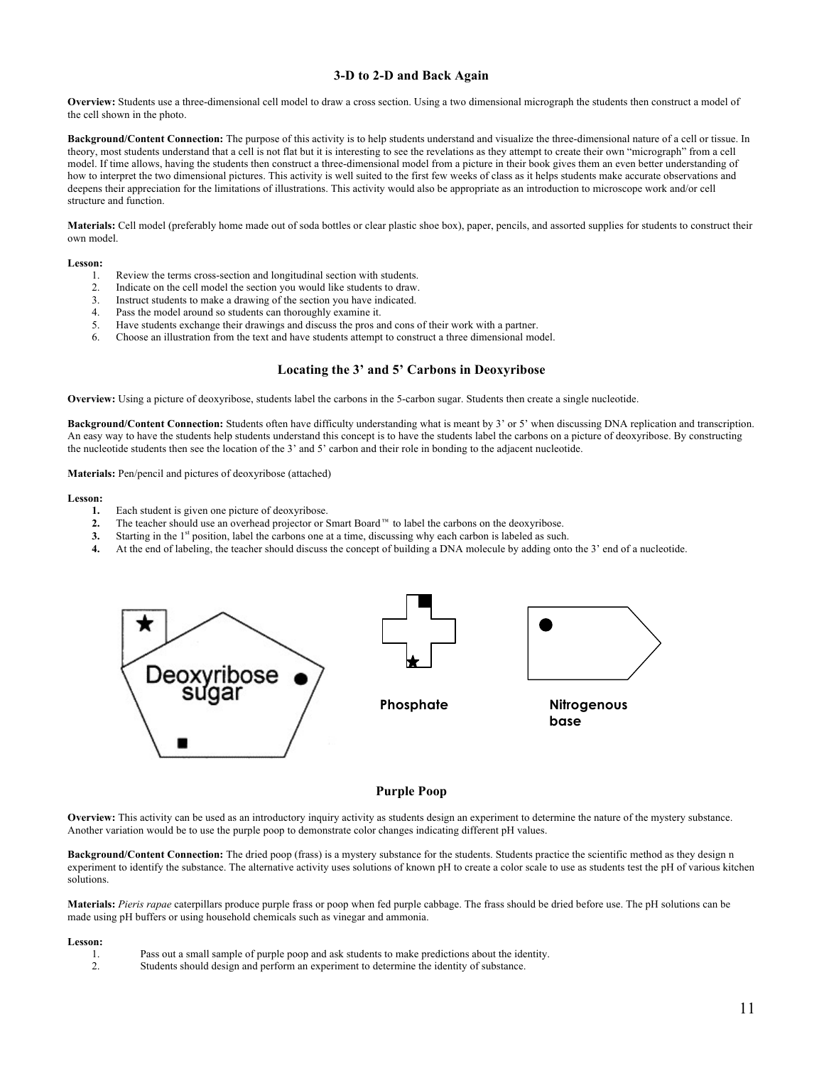### 3-D to 2-D and Back Again

**Overview:** Students use a three-dimensional cell model to draw a cross section. Using a two dimensional micrograph the students then construct a model of the cell shown in the photo.

**Background/Content Connection:** The purpose of this activity is to help students understand and visualize the three-dimensional nature of a cell or tissue. In theory, most students understand that a cell is not flat but it is interesting to see the revelations as they attempt to create their own "micrograph" from a cell model. If time allows, having the students then construct a three-dimensional model from a picture in their book gives them an even better understanding of how to interpret the two dimensional pictures. This activity is well suited to the first few weeks of class as it helps students make accurate observations and deepens their appreciation for the limitations of illustrations. This activity would also be appropriate as an introduction to microscope work and/or cell structure and function.

**Materials:** Cell model (preferably home made out of soda bottles or clear plastic shoe box), paper, pencils, and assorted supplies for students to construct their own model.

**Lesson:**

1. Review the terms cross-section and longitudinal section with students.
2. Indicate on the cell model the section you would like students to draw.
3. Instruct students to make a drawing of the section you have indicated.
4. Pass the model around so students can thoroughly examine it.
5. Have students exchange their drawings and discuss the pros and cons of their work with a partner.
6. Choose an illustration from the text and have students attempt to construct a three dimensional model.

### Locating the 3' and 5' Carbons in Deoxyribose

**Overview:** Using a picture of deoxyribose, students label the carbons in the 5-carbon sugar. Students then create a single nucleotide.

**Background/Content Connection:** Students often have difficulty understanding what is meant by 3' or 5' when discussing DNA replication and transcription. An easy way to have the students help students understand this concept is to have the students label the carbons on a picture of deoxyribose. By constructing the nucleotide students then see the location of the 3' and 5' carbon and their role in bonding to the adjacent nucleotide.

**Materials:** Pen/pencil and pictures of deoxyribose (attached)

**Lesson:**

1. Each student is given one picture of deoxyribose.
2. The teacher should use an overhead projector or Smart Board™ to label the carbons on the deoxyribose.
3. Starting in the 1st position, label the carbons one at a time, discussing why each carbon is labeled as such.
4. At the end of labeling, the teacher should discuss the concept of building a DNA molecule by adding onto the 3' end of a nucleotide.

Deoxyribose sugar

Phosphate

Nitrogenous base

### Purple Poop

**Overview:** This activity can be used as an introductory inquiry activity as students design an experiment to determine the nature of the mystery substance. Another variation would be to use the purple poop to demonstrate color changes indicating different pH values.

**Background/Content Connection:** The dried poop (frass) is a mystery substance for the students. Students practice the scientific method as they design n experiment to identify the substance. The alternative activity uses solutions of known pH to create a color scale to use as students test the pH of various kitchen solutions.

**Materials:** *Pieris rapae* caterpillars produce purple frass or poop when fed purple cabbage. The frass should be dried before use. The pH solutions can be made using pH buffers or using household chemicals such as vinegar and ammonia.

**Lesson:**

1. Pass out a small sample of purple poop and ask students to make predictions about the identity.
2. Students should design and perform an experiment to determine the identity of substance.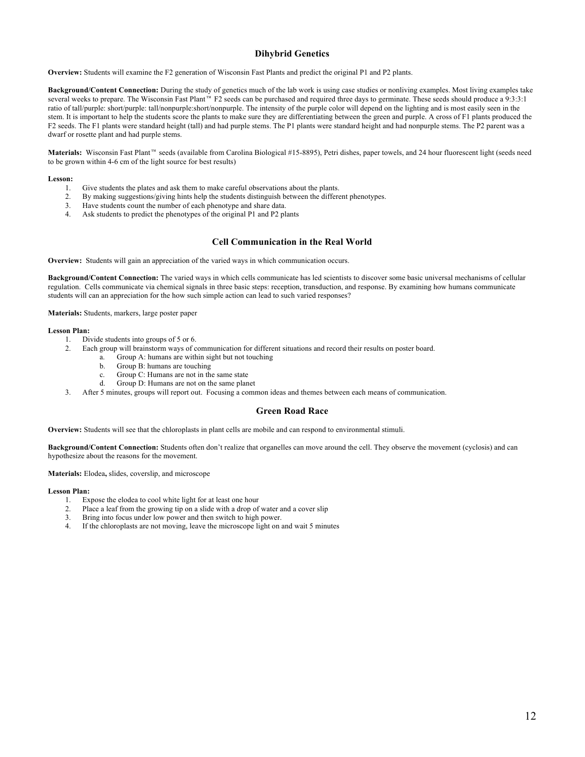## Dihybrid Genetics

**Overview:** Students will examine the F2 generation of Wisconsin Fast Plants and predict the original P1 and P2 plants.

**Background/Content Connection:** During the study of genetics much of the lab work is using case studies or nonliving examples. Most living examples take several weeks to prepare. The Wisconsin Fast Plant™ F2 seeds can be purchased and required three days to germinate. These seeds should produce a 9:3:3:1 ratio of tall/purple: short/purple: tall/nonpurple:short/nonpurple. The intensity of the purple color will depend on the lighting and is most easily seen in the stem. It is important to help the students score the plants to make sure they are differentiating between the green and purple. A cross of F1 plants produced the F2 seeds. The F1 plants were standard height (tall) and had purple stems. The P1 plants were standard height and had nonpurple stems. The P2 parent was a dwarf or rosette plant and had purple stems.

**Materials:** Wisconsin Fast Plant™ seeds (available from Carolina Biological #15-8895), Petri dishes, paper towels, and 24 hour fluorescent light (seeds need to be grown within 4-6 cm of the light source for best results)

**Lesson:**

1. Give students the plates and ask them to make careful observations about the plants.
2. By making suggestions/giving hints help the students distinguish between the different phenotypes.
3. Have students count the number of each phenotype and share data.
4. Ask students to predict the phenotypes of the original P1 and P2 plants

## Cell Communication in the Real World

**Overview:** Students will gain an appreciation of the varied ways in which communication occurs.

**Background/Content Connection:** The varied ways in which cells communicate has led scientists to discover some basic universal mechanisms of cellular regulation. Cells communicate via chemical signals in three basic steps: reception, transduction, and response. By examining how humans communicate students will can an appreciation for the how such simple action can lead to such varied responses?

**Materials:** Students, markers, large poster paper

**Lesson Plan:**

1. Divide students into groups of 5 or 6.
2. Each group will brainstorm ways of communication for different situations and record their results on poster board.
   a. Group A: humans are within sight but not touching
   b. Group B: humans are touching
   c. Group C: Humans are not in the same state
   d. Group D: Humans are not on the same planet
3. After 5 minutes, groups will report out. Focusing a common ideas and themes between each means of communication.

## Green Road Race

**Overview:** Students will see that the chloroplasts in plant cells are mobile and can respond to environmental stimuli.

**Background/Content Connection:** Students often don't realize that organelles can move around the cell. They observe the movement (cyclosis) and can hypothesize about the reasons for the movement.

**Materials:** Elodea**,** slides, coverslip, and microscope

**Lesson Plan:**

1. Expose the elodea to cool white light for at least one hour
2. Place a leaf from the growing tip on a slide with a drop of water and a cover slip
3. Bring into focus under low power and then switch to high power.
4. If the chloroplasts are not moving, leave the microscope light on and wait 5 minutes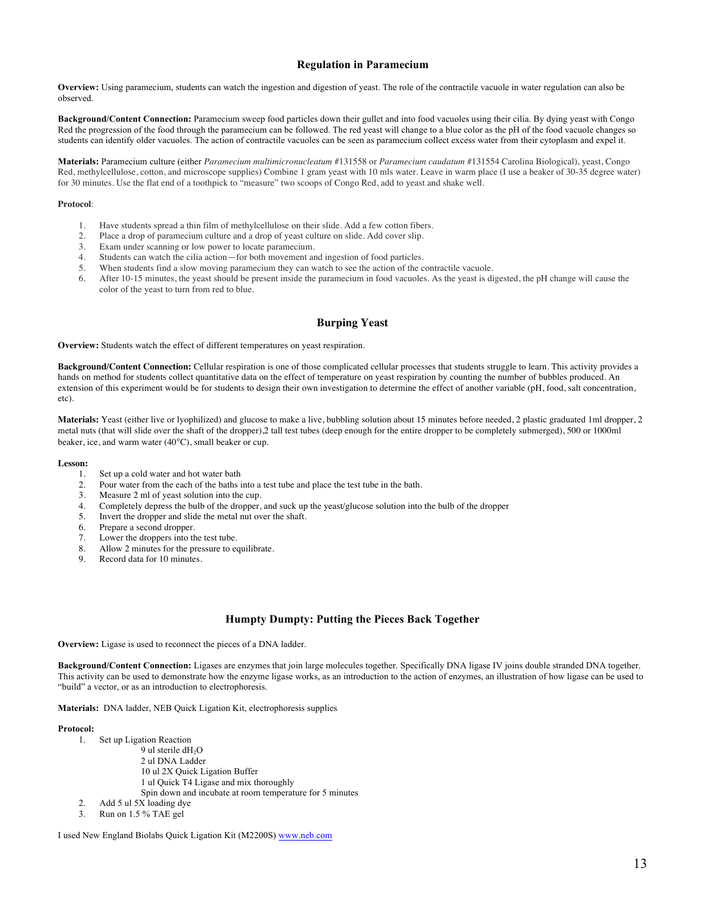## Regulation in Paramecium

**Overview:** Using paramecium, students can watch the ingestion and digestion of yeast. The role of the contractile vacuole in water regulation can also be observed.

**Background/Content Connection:** Paramecium sweep food particles down their gullet and into food vacuoles using their cilia. By dying yeast with Congo Red the progression of the food through the paramecium can be followed. The red yeast will change to a blue color as the pH of the food vacuole changes so students can identify older vacuoles. The action of contractile vacuoles can be seen as paramecium collect excess water from their cytoplasm and expel it.

**Materials:** Paramecium culture (either *Paramecium multimicronucleatum* #131558 or *Paramecium caudatum* #131554 Carolina Biological), yeast, Congo Red, methylcellulose, cotton, and microscope supplies) Combine 1 gram yeast with 10 mls water. Leave in warm place (I use a beaker of 30-35 degree water) for 30 minutes. Use the flat end of a toothpick to "measure" two scoops of Congo Red, add to yeast and shake well.

**Protocol**:

1. Have students spread a thin film of methylcellulose on their slide. Add a few cotton fibers.
2. Place a drop of paramecium culture and a drop of yeast culture on slide. Add cover slip.
3. Exam under scanning or low power to locate paramecium.
4. Students can watch the cilia action—for both movement and ingestion of food particles.
5. When students find a slow moving paramecium they can watch to see the action of the contractile vacuole.
6. After 10-15 minutes, the yeast should be present inside the paramecium in food vacuoles. As the yeast is digested, the pH change will cause the color of the yeast to turn from red to blue.

## Burping Yeast

**Overview:** Students watch the effect of different temperatures on yeast respiration.

**Background/Content Connection:** Cellular respiration is one of those complicated cellular processes that students struggle to learn. This activity provides a hands on method for students collect quantitative data on the effect of temperature on yeast respiration by counting the number of bubbles produced. An extension of this experiment would be for students to design their own investigation to determine the effect of another variable (pH, food, salt concentration, etc).

**Materials:** Yeast (either live or lyophilized) and glucose to make a live, bubbling solution about 15 minutes before needed, 2 plastic graduated 1ml dropper, 2 metal nuts (that will slide over the shaft of the dropper),2 tall test tubes (deep enough for the entire dropper to be completely submerged), 500 or 1000ml beaker, ice, and warm water (40°C), small beaker or cup.

**Lesson:**

1. Set up a cold water and hot water bath
2. Pour water from the each of the baths into a test tube and place the test tube in the bath.
3. Measure 2 ml of yeast solution into the cup.
4. Completely depress the bulb of the dropper, and suck up the yeast/glucose solution into the bulb of the dropper
5. Invert the dropper and slide the metal nut over the shaft.
6. Prepare a second dropper.
7. Lower the droppers into the test tube.
8. Allow 2 minutes for the pressure to equilibrate.
9. Record data for 10 minutes.

## Humpty Dumpty: Putting the Pieces Back Together

**Overview:** Ligase is used to reconnect the pieces of a DNA ladder.

**Background/Content Connection:** Ligases are enzymes that join large molecules together. Specifically DNA ligase IV joins double stranded DNA together. This activity can be used to demonstrate how the enzyme ligase works, as an introduction to the action of enzymes, an illustration of how ligase can be used to "build" a vector, or as an introduction to electrophoresis.

**Materials:** DNA ladder, NEB Quick Ligation Kit, electrophoresis supplies

**Protocol:**

1. Set up Ligation Reaction
   - 9 ul sterile $dH_2O$
   - 2 ul DNA Ladder
   - 10 ul 2X Quick Ligation Buffer
   - 1 ul Quick T4 Ligase and mix thoroughly
   - Spin down and incubate at room temperature for 5 minutes
2. Add 5 ul 5X loading dye
3. Run on 1.5 % TAE gel

I used New England Biolabs Quick Ligation Kit (M2200S) www.neb.com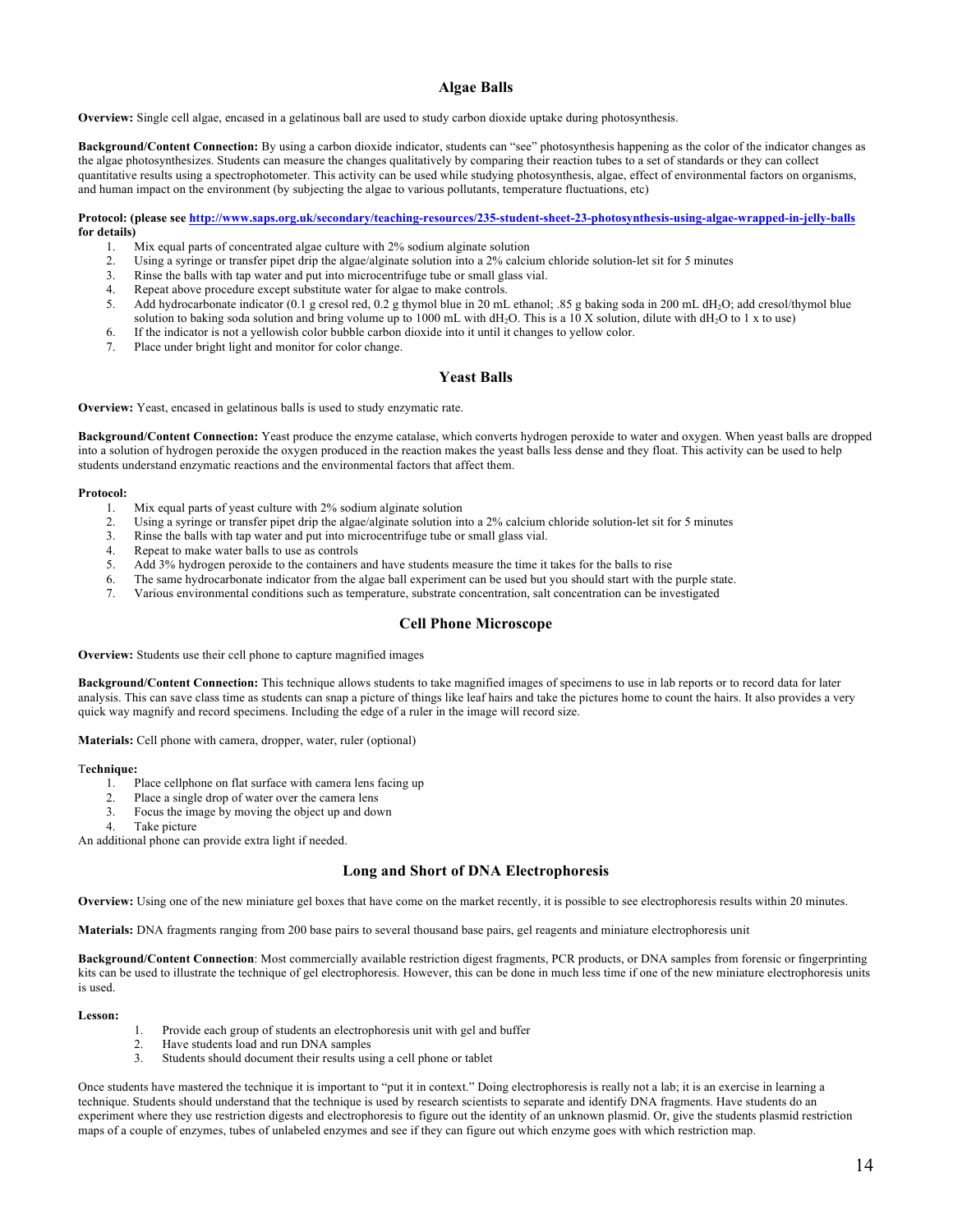## Algae Balls

**Overview:** Single cell algae, encased in a gelatinous ball are used to study carbon dioxide uptake during photosynthesis.

**Background/Content Connection:** By using a carbon dioxide indicator, students can "see" photosynthesis happening as the color of the indicator changes as the algae photosynthesizes. Students can measure the changes qualitatively by comparing their reaction tubes to a set of standards or they can collect quantitative results using a spectrophotometer. This activity can be used while studying photosynthesis, algae, effect of environmental factors on organisms, and human impact on the environment (by subjecting the algae to various pollutants, temperature fluctuations, etc)

**Protocol: (please see [http://www.saps.org.uk/secondary/teaching-resources/235-student-sheet-23-photosynthesis-using-algae-wrapped-in-jelly-balls](http://www.saps.org.uk/secondary/teaching-resources/235-student-sheet-23-photosynthesis-using-algae-wrapped-in-jelly-balls) for details)**

1. Mix equal parts of concentrated algae culture with 2% sodium alginate solution
2. Using a syringe or transfer pipet drip the algae/alginate solution into a 2% calcium chloride solution-let sit for 5 minutes
3. Rinse the balls with tap water and put into microcentrifuge tube or small glass vial.
4. Repeat above procedure except substitute water for algae to make controls.
5. Add hydrocarbonate indicator (0.1 g cresol red, 0.2 g thymol blue in 20 mL ethanol; .85 g baking soda in 200 mL d$H_2O$; add cresol/thymol blue solution to baking soda solution and bring volume up to 1000 mL with d$H_2O$. This is a 10 X solution, dilute with d$H_2O$ to 1 x to use)
6. If the indicator is not a yellowish color bubble carbon dioxide into it until it changes to yellow color.
7. Place under bright light and monitor for color change.

## Yeast Balls

**Overview:** Yeast, encased in gelatinous balls is used to study enzymatic rate.

**Background/Content Connection:** Yeast produce the enzyme catalase, which converts hydrogen peroxide to water and oxygen. When yeast balls are dropped into a solution of hydrogen peroxide the oxygen produced in the reaction makes the yeast balls less dense and they float. This activity can be used to help students understand enzymatic reactions and the environmental factors that affect them.

**Protocol:**

1. Mix equal parts of yeast culture with 2% sodium alginate solution
2. Using a syringe or transfer pipet drip the algae/alginate solution into a 2% calcium chloride solution-let sit for 5 minutes
3. Rinse the balls with tap water and put into microcentrifuge tube or small glass vial.
4. Repeat to make water balls to use as controls
5. Add 3% hydrogen peroxide to the containers and have students measure the time it takes for the balls to rise
6. The same hydrocarbonate indicator from the algae ball experiment can be used but you should start with the purple state.
7. Various environmental conditions such as temperature, substrate concentration, salt concentration can be investigated

## Cell Phone Microscope

**Overview:** Students use their cell phone to capture magnified images

**Background/Content Connection:** This technique allows students to take magnified images of specimens to use in lab reports or to record data for later analysis. This can save class time as students can snap a picture of things like leaf hairs and take the pictures home to count the hairs. It also provides a very quick way magnify and record specimens. Including the edge of a ruler in the image will record size.

**Materials:** Cell phone with camera, dropper, water, ruler (optional)

**Technique:**

1. Place cellphone on flat surface with camera lens facing up
2. Place a single drop of water over the camera lens
3. Focus the image by moving the object up and down
4. Take picture

An additional phone can provide extra light if needed.

## Long and Short of DNA Electrophoresis

**Overview:** Using one of the new miniature gel boxes that have come on the market recently, it is possible to see electrophoresis results within 20 minutes.

**Materials:** DNA fragments ranging from 200 base pairs to several thousand base pairs, gel reagents and miniature electrophoresis unit

**Background/Content Connection**: Most commercially available restriction digest fragments, PCR products, or DNA samples from forensic or fingerprinting kits can be used to illustrate the technique of gel electrophoresis. However, this can be done in much less time if one of the new miniature electrophoresis units is used.

**Lesson:**

1. Provide each group of students an electrophoresis unit with gel and buffer
2. Have students load and run DNA samples
3. Students should document their results using a cell phone or tablet

Once students have mastered the technique it is important to "put it in context." Doing electrophoresis is really not a lab; it is an exercise in learning a technique. Students should understand that the technique is used by research scientists to separate and identify DNA fragments. Have students do an experiment where they use restriction digests and electrophoresis to figure out the identity of an unknown plasmid. Or, give the students plasmid restriction maps of a couple of enzymes, tubes of unlabeled enzymes and see if they can figure out which enzyme goes with which restriction map.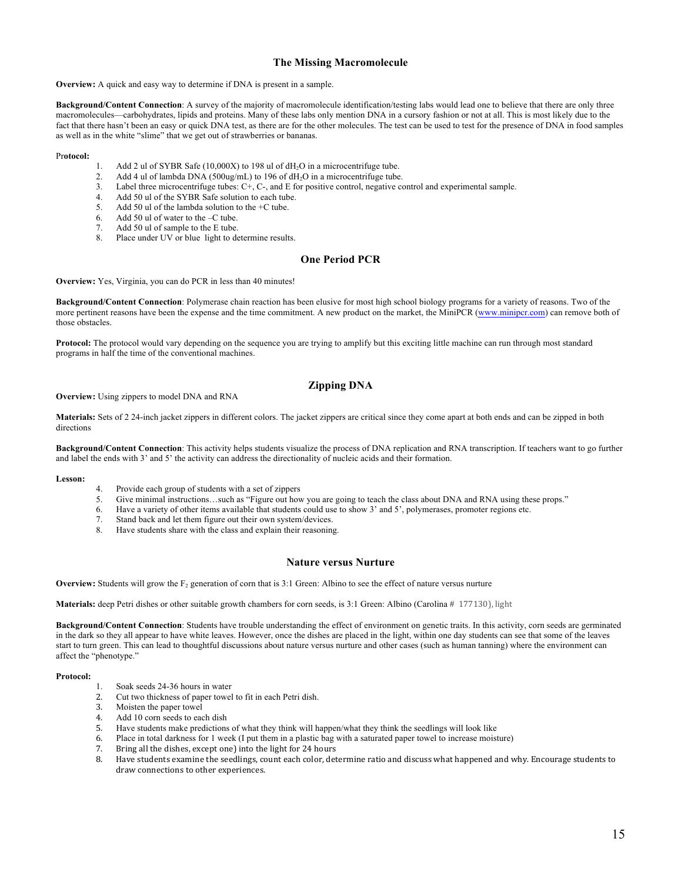## The Missing Macromolecule

**Overview:** A quick and easy way to determine if DNA is present in a sample.

**Background/Content Connection**: A survey of the majority of macromolecule identification/testing labs would lead one to believe that there are only three macromolecules—carbohydrates, lipids and proteins. Many of these labs only mention DNA in a cursory fashion or not at all. This is most likely due to the fact that there hasn't been an easy or quick DNA test, as there are for the other molecules. The test can be used to test for the presence of DNA in food samples as well as in the white "slime" that we get out of strawberries or bananas.

**Protocol:**

1. Add 2 ul of SYBR Safe (10,000X) to 198 ul of $dH_2O$ in a microcentrifuge tube.
2. Add 4 ul of lambda DNA (500ug/mL) to 196 of $dH_2O$ in a microcentrifuge tube.
3. Label three microcentrifuge tubes: C+, C-, and E for positive control, negative control and experimental sample.
4. Add 50 ul of the SYBR Safe solution to each tube.
5. Add 50 ul of the lambda solution to the +C tube.
6. Add 50 ul of water to the –C tube.
7. Add 50 ul of sample to the E tube.
8. Place under UV or blue light to determine results.

## One Period PCR

**Overview:** Yes, Virginia, you can do PCR in less than 40 minutes!

**Background/Content Connection**: Polymerase chain reaction has been elusive for most high school biology programs for a variety of reasons. Two of the more pertinent reasons have been the expense and the time commitment. A new product on the market, the MiniPCR (www.minipcr.com) can remove both of those obstacles.

**Protocol:** The protocol would vary depending on the sequence you are trying to amplify but this exciting little machine can run through most standard programs in half the time of the conventional machines.

## Zipping DNA

**Overview:** Using zippers to model DNA and RNA

**Materials:** Sets of 2 24-inch jacket zippers in different colors. The jacket zippers are critical since they come apart at both ends and can be zipped in both directions

**Background/Content Connection**: This activity helps students visualize the process of DNA replication and RNA transcription. If teachers want to go further and label the ends with 3' and 5' the activity can address the directionality of nucleic acids and their formation.

**Lesson:**

4. Provide each group of students with a set of zippers
5. Give minimal instructions…such as "Figure out how you are going to teach the class about DNA and RNA using these props."
6. Have a variety of other items available that students could use to show 3' and 5', polymerases, promoter regions etc.
7. Stand back and let them figure out their own system/devices.
8. Have students share with the class and explain their reasoning.

## Nature versus Nurture

**Overview:** Students will grow the $F_2$ generation of corn that is 3:1 Green: Albino to see the effect of nature versus nurture

**Materials:** deep Petri dishes or other suitable growth chambers for corn seeds, is 3:1 Green: Albino (Carolina # 177130), light

**Background/Content Connection**: Students have trouble understanding the effect of environment on genetic traits. In this activity, corn seeds are germinated in the dark so they all appear to have white leaves. However, once the dishes are placed in the light, within one day students can see that some of the leaves start to turn green. This can lead to thoughtful discussions about nature versus nurture and other cases (such as human tanning) where the environment can affect the "phenotype."

**Protocol:**

1. Soak seeds 24-36 hours in water
2. Cut two thickness of paper towel to fit in each Petri dish.
3. Moisten the paper towel
4. Add 10 corn seeds to each dish
5. Have students make predictions of what they think will happen/what they think the seedlings will look like
6. Place in total darkness for 1 week (I put them in a plastic bag with a saturated paper towel to increase moisture)
7. Bring all the dishes, except one) into the light for 24 hours
8. Have students examine the seedlings, count each color, determine ratio and discuss what happened and why. Encourage students to draw connections to other experiences.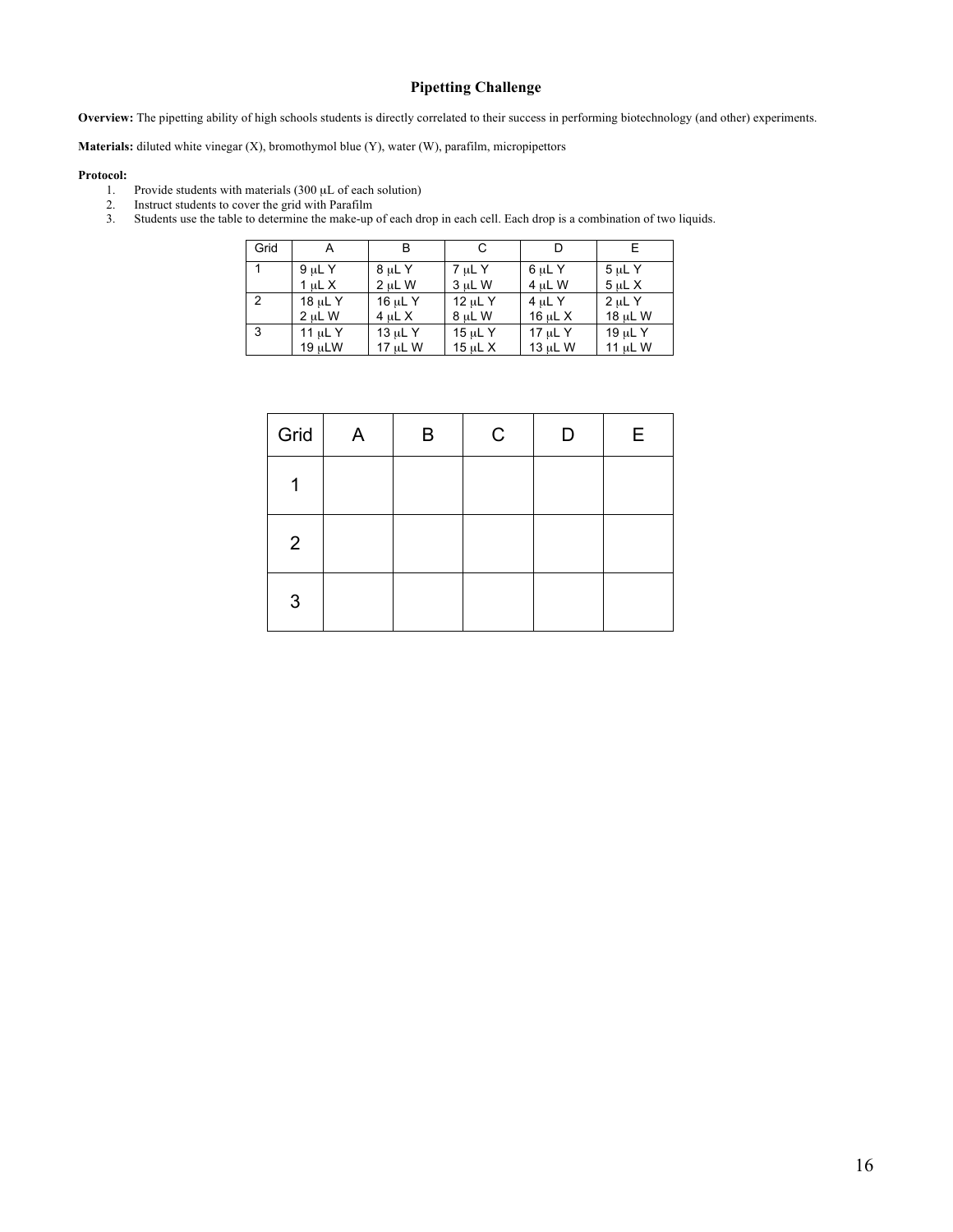# Pipetting Challenge

**Overview:** The pipetting ability of high schools students is directly correlated to their success in performing biotechnology (and other) experiments.

**Materials:** diluted white vinegar (X), bromothymol blue (Y), water (W), parafilm, micropipettors

**Protocol:**

1. Provide students with materials (300 μL of each solution)
2. Instruct students to cover the grid with Parafilm
3. Students use the table to determine the make-up of each drop in each cell. Each drop is a combination of two liquids.

| Grid | A | B | C | D | E |
|---|---|---|---|---|---|
| 1 | 9 μL Y<br>1 μL X | 8 μL Y<br>2 μL W | 7 μL Y<br>3 μL W | 6 μL Y<br>4 μL W | 5 μL Y<br>5 μL X |
| 2 | 18 μL Y<br>2 μL W | 16 μL Y<br>4 μL X | 12 μL Y<br>8 μL W | 4 μL Y<br>16 μL X | 2 μL Y<br>18 μL W |
| 3 | 11 μL Y<br>19 μLW | 13 μL Y<br>17 μL W | 15 μL Y<br>15 μL X | 17 μL Y<br>13 μL W | 19 μL Y<br>11 μL W |

| Grid | A | B | C | D | E |
|---|---|---|---|---|---|
| 1 | | | | | |
| 2 | | | | | |
| 3 | | | | | |